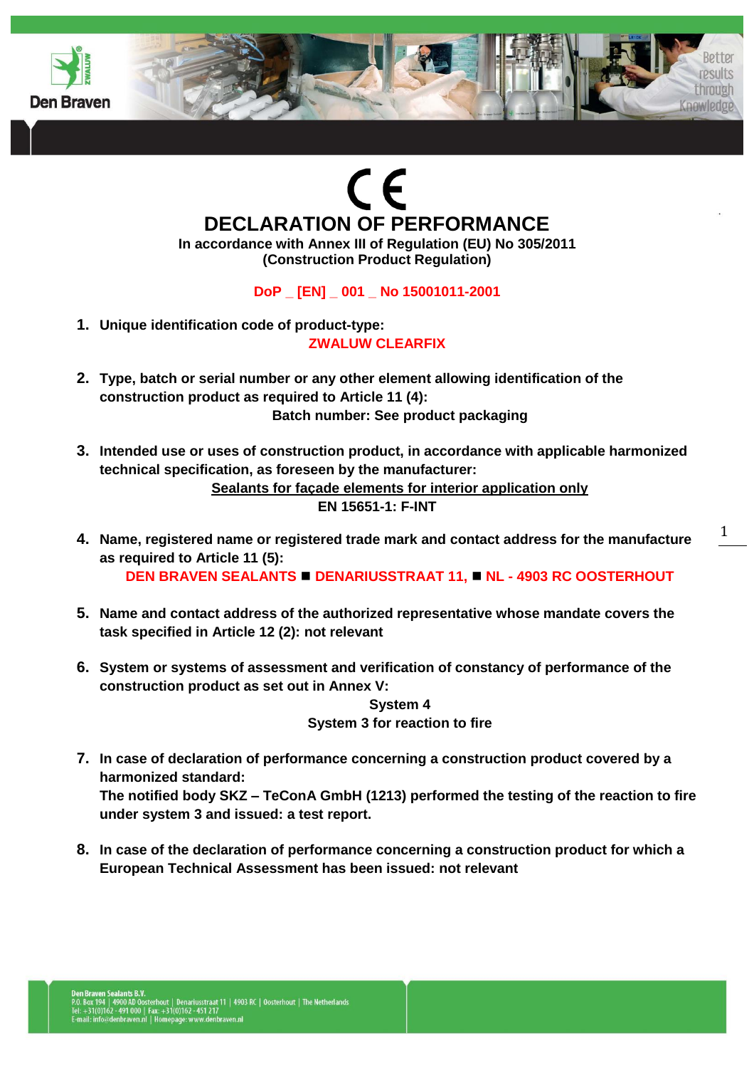# DECLARATION OF PERFORMANCE

**In accordance with Annex III of Regulation (EU) No 305/2011**
**(Construction Product Regulation)**

**DoP _ [EN] _ 001 _ No 15001011-2001**

1. **Unique identification code of product-type:**
   **ZWALUW CLEARFIX**

2. **Type, batch or serial number or any other element allowing identification of the construction product as required to Article 11 (4):**
   **Batch number: See product packaging**

3. **Intended use or uses of construction product, in accordance with applicable harmonized technical specification, as foreseen by the manufacturer:**
   **Sealants for façade elements for interior application only**
   **EN 15651-1: F-INT**

4. **Name, registered name or registered trade mark and contact address for the manufacture as required to Article 11 (5):**
   **DEN BRAVEN SEALANTS ■ DENARIUSSTRAAT 11, ■ NL - 4903 RC OOSTERHOUT**

5. **Name and contact address of the authorized representative whose mandate covers the task specified in Article 12 (2): not relevant**

6. **System or systems of assessment and verification of constancy of performance of the construction product as set out in Annex V:**
   **System 4**
   **System 3 for reaction to fire**

7. **In case of declaration of performance concerning a construction product covered by a harmonized standard:**
   **The notified body SKZ – TeConA GmbH (1213) performed the testing of the reaction to fire under system 3 and issued: a test report.**

8. **In case of the declaration of performance concerning a construction product for which a European Technical Assessment has been issued: not relevant**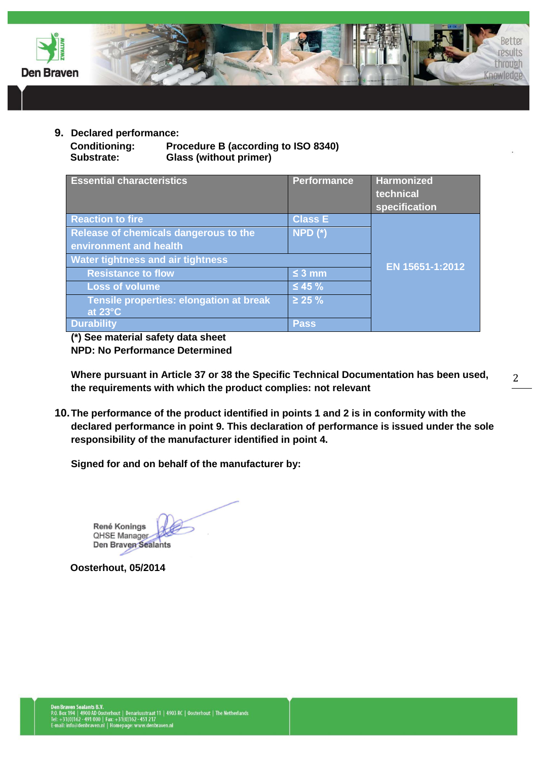9. **Declared performance:**

**Conditioning:** Procedure B (according to ISO 8340)
**Substrate:** Glass (without primer)

| Essential characteristics | Performance | Harmonized technical specification |
|---|---|---|
| Reaction to fire | Class E | EN 15651-1:2012 |
| Release of chemicals dangerous to the environment and health | NPD (*) | |
| Water tightness and air tightness | | |
| Resistance to flow | ≤ 3 mm | |
| Loss of volume | ≤ 45 % | |
| Tensile properties: elongation at break at 23°C | ≥ 25 % | |
| Durability | Pass | |

**(*) See material safety data sheet**
**NPD: No Performance Determined**

**Where pursuant in Article 37 or 38 the Specific Technical Documentation has been used, the requirements with which the product complies: not relevant**

10. **The performance of the product identified in points 1 and 2 is in conformity with the declared performance in point 9. This declaration of performance is issued under the sole responsibility of the manufacturer identified in point 4.**

**Signed for and on behalf of the manufacturer by:**

René Konings
QHSE Manager
Den Braven Sealants

**Oosterhout, 05/2014**

Den Braven Sealants B.V.
P.O. Box 194 | 4900 AD Oosterhout | Denariusstraat 11 | 4903 RC | Oosterhout | The Netherlands
Tel: +31(0)162 - 491 000 | Fax: +31(0)162 - 451 217
E-mail: info@denbraven.nl | Homepage: www.denbraven.nl